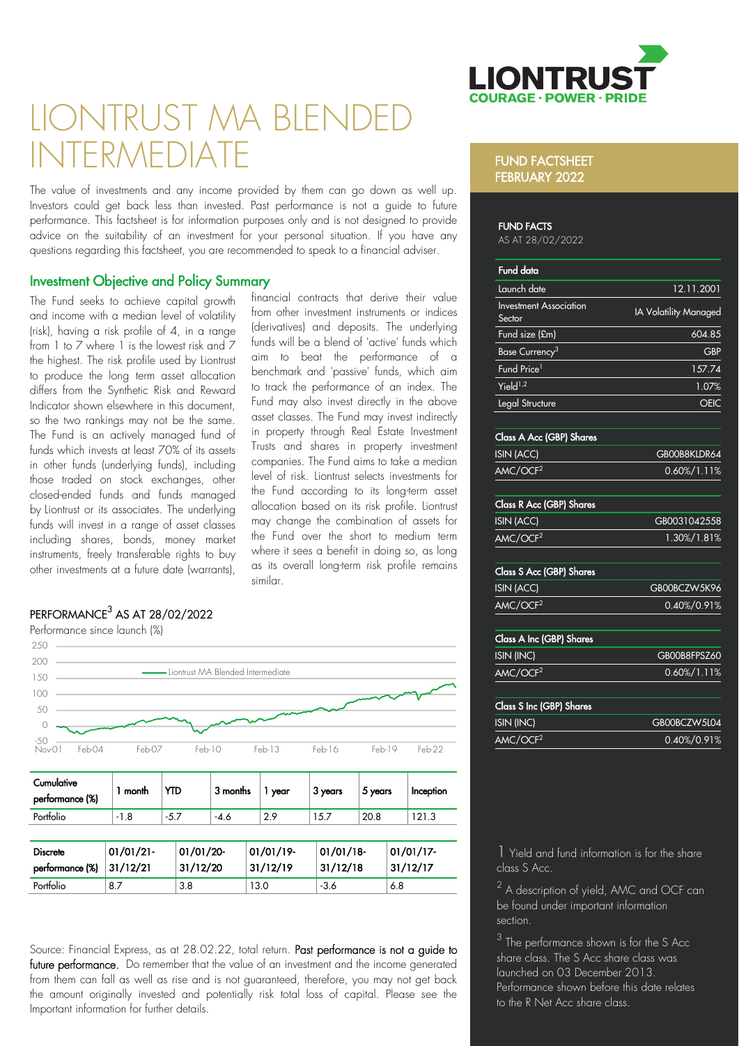# LIONTRUST MA BLENDED INTERMEDIATE

The value of investments and any income provided by them can go down as well up. Investors could get back less than invested. Past performance is not a guide to future performance. This factsheet is for information purposes only and is not designed to provide advice on the suitability of an investment for your personal situation. If you have any questions regarding this factsheet, you are recommended to speak to a financial adviser.

## Investment Objective and Policy Summary

The Fund seeks to achieve capital growth and income with a median level of volatility (risk), having a risk profile of 4, in a range from 1 to 7 where 1 is the lowest risk and 7 the highest. The risk profile used by Liontrust to produce the long term asset allocation differs from the Synthetic Risk and Reward Indicator shown elsewhere in this document, so the two rankings may not be the same. The Fund is an actively managed fund of funds which invests at least 70% of its assets in other funds (underlying funds), including those traded on stock exchanges, other closed-ended funds and funds managed by Liontrust or its associates. The underlying funds will invest in a range of asset classes including shares, bonds, money market instruments, freely transferable rights to buy other investments at a future date (warrants), financial contracts that derive their value from other investment instruments or indices (derivatives) and deposits. The underlying funds will be a blend of 'active' funds which aim to beat the performance of a benchmark and 'passive' funds, which aim to track the performance of an index. The Fund may also invest directly in the above asset classes. The Fund may invest indirectly in property through Real Estate Investment Trusts and shares in property investment companies. The Fund aims to take a median level of risk. Liontrust selects investments for the Fund according to its long-term asset allocation based on its risk profile. Liontrust may change the combination of assets for the Fund over the short to medium term where it sees a benefit in doing so, as long as its overall long-term risk profile remains similar.

## PERFORMANCE[3] AS AT 28/02/2022

Performance since launch (%)

| Cumulative performance (%) | 1 month | YTD | 3 months | 1 year | 3 years | 5 years | Inception |
|---|---|---|---|---|---|---|---|
| Portfolio | -1.8 | -5.7 | -4.6 | 2.9 | 15.7 | 20.8 | 121.3 |

| Discrete performance (%) | 01/01/21-31/12/21 | 01/01/20-31/12/20 | 01/01/19-31/12/19 | 01/01/18-31/12/18 | 01/01/17-31/12/17 |
|---|---|---|---|---|---|
| Portfolio | 8.7 | 3.8 | 13.0 | -3.6 | 6.8 |

Source: Financial Express, as at 28.02.22, total return. **Past performance is not a guide to future performance.** Do remember that the value of an investment and the income generated from them can fall as well as rise and is not guaranteed, therefore, you may not get back the amount originally invested and potentially risk total loss of capital. Please see the Important information for further details.

## FUND FACTSHEET FEBRUARY 2022

### FUND FACTS

AS AT 28/02/2022

| Fund data | |
|---|---|
| Launch date | 12.11.2001 |
| Investment Association Sector | IA Volatility Managed |
| Fund size (£m) | 604.85 |
| Base Currency[3] | GBP |
| Fund Price[1] | 157.74 |
| Yield[1,2] | 1.07% |
| Legal Structure | OEIC |

| Class A Acc (GBP) Shares | |
|---|---|
| ISIN (ACC) | GB00B8KLDR64 |
| AMC/OCF[2] | 0.60%/1.11% |

| Class R Acc (GBP) Shares | |
|---|---|
| ISIN (ACC) | GB0031042558 |
| AMC/OCF[2] | 1.30%/1.81% |

| Class S Acc (GBP) Shares | |
|---|---|
| ISIN (ACC) | GB00BCZW5K96 |
| AMC/OCF[2] | 0.40%/0.91% |

| Class A Inc (GBP) Shares | |
|---|---|
| ISIN (INC) | GB00B8FPSZ60 |
| AMC/OCF[2] | 0.60%/1.11% |

| Class S Inc (GBP) Shares | |
|---|---|
| ISIN (INC) | GB00BCZW5L04 |
| AMC/OCF[2] | 0.40%/0.91% |

1 Yield and fund information is for the share class S Acc.

2 A description of yield, AMC and OCF can be found under important information section.

3 The performance shown is for the S Acc share class. The S Acc share class was launched on 03 December 2013. Performance shown before this date relates to the R Net Acc share class.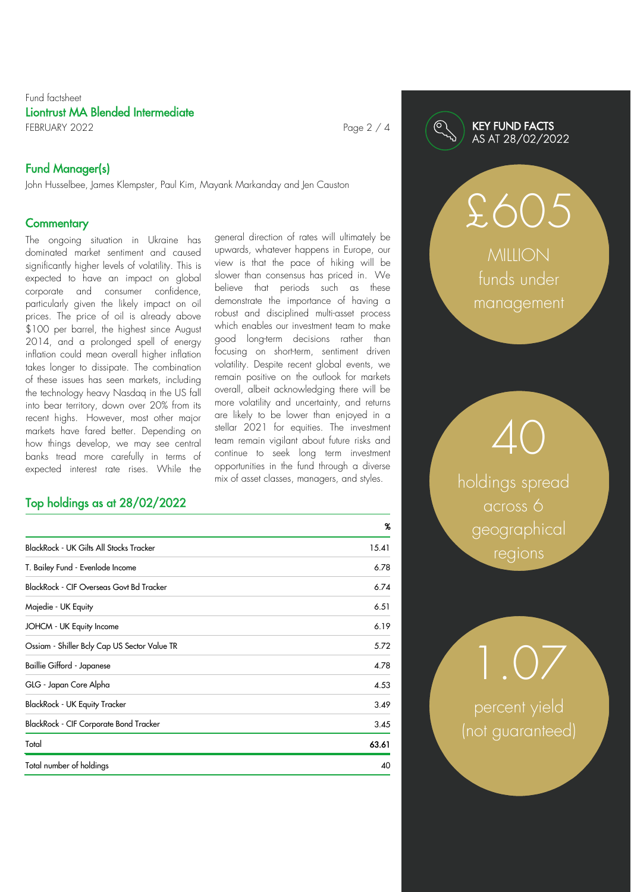Fund factsheet

## Liontrust MA Blended Intermediate

FEBRUARY 2022

### Fund Manager(s)

John Husselbee, James Klempster, Paul Kim, Mayank Markanday and Jen Causton

### Commentary

The ongoing situation in Ukraine has dominated market sentiment and caused significantly higher levels of volatility. This is expected to have an impact on global corporate and consumer confidence, particularly given the likely impact on oil prices. The price of oil is already above $100 per barrel, the highest since August 2014, and a prolonged spell of energy inflation could mean overall higher inflation takes longer to dissipate. The combination of these issues has seen markets, including the technology heavy Nasdaq in the US fall into bear territory, down over 20% from its recent highs. However, most other major markets have fared better. Depending on how things develop, we may see central banks tread more carefully in terms of expected interest rate rises. While the general direction of rates will ultimately be upwards, whatever happens in Europe, our view is that the pace of hiking will be slower than consensus has priced in. We believe that periods such as these demonstrate the importance of having a robust and disciplined multi-asset process which enables our investment team to make good long-term decisions rather than focusing on short-term, sentiment driven volatility. Despite recent global events, we remain positive on the outlook for markets overall, albeit acknowledging there will be more volatility and uncertainty, and returns are likely to be lower than enjoyed in a stellar 2021 for equities. The investment team remain vigilant about future risks and continue to seek long term investment opportunities in the fund through a diverse mix of asset classes, managers, and styles.

### Top holdings as at 28/02/2022

| | % |
|---|---|
| BlackRock - UK Gilts All Stocks Tracker | 15.41 |
| T. Bailey Fund - Evenlode Income | 6.78 |
| BlackRock - CIF Overseas Govt Bd Tracker | 6.74 |
| Majedie - UK Equity | 6.51 |
| JOHCM - UK Equity Income | 6.19 |
| Ossiam - Shiller Bcly Cap US Sector Value TR | 5.72 |
| Baillie Gifford - Japanese | 4.78 |
| GLG - Japan Core Alpha | 4.53 |
| BlackRock - UK Equity Tracker | 3.49 |
| BlackRock - CIF Corporate Bond Tracker | 3.45 |
| **Total** | **63.61** |
| Total number of holdings | 40 |

### KEY FUND FACTS AS AT 28/02/2022

£605 MILLION funds under management

40 holdings spread across 6 geographical regions

1.07 percent yield (not guaranteed)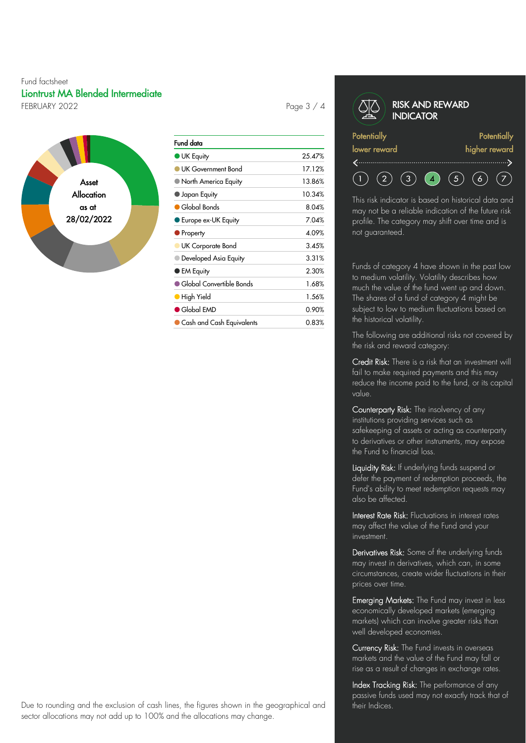Fund factsheet

# Liontrust MA Blended Intermediate

FEBRUARY 2022

Asset Allocation as at 28/02/2022

| Fund data | |
|---|---|
| UK Equity | 25.47% |
| UK Government Bond | 17.12% |
| North America Equity | 13.86% |
| Japan Equity | 10.34% |
| Global Bonds | 8.04% |
| Europe ex-UK Equity | 7.04% |
| Property | 4.09% |
| UK Corporate Bond | 3.45% |
| Developed Asia Equity | 3.31% |
| EM Equity | 2.30% |
| Global Convertible Bonds | 1.68% |
| High Yield | 1.56% |
| Global EMD | 0.90% |
| Cash and Cash Equivalents | 0.83% |

Due to rounding and the exclusion of cash lines, the figures shown in the geographical and sector allocations may not add up to 100% and the allocations may change.

## RISK AND REWARD INDICATOR

Potentially lower reward ← → Potentially higher reward

1 2 3 **4** 5 6 7

This risk indicator is based on historical data and may not be a reliable indication of the future risk profile. The category may shift over time and is not guaranteed.

Funds of category 4 have shown in the past low to medium volatility. Volatility describes how much the value of the fund went up and down. The shares of a fund of category 4 might be subject to low to medium fluctuations based on the historical volatility.

The following are additional risks not covered by the risk and reward category:

**Credit Risk:** There is a risk that an investment will fail to make required payments and this may reduce the income paid to the fund, or its capital value.

**Counterparty Risk:** The insolvency of any institutions providing services such as safekeeping of assets or acting as counterparty to derivatives or other instruments, may expose the Fund to financial loss.

**Liquidity Risk:** If underlying funds suspend or defer the payment of redemption proceeds, the Fund's ability to meet redemption requests may also be affected.

**Interest Rate Risk:** Fluctuations in interest rates may affect the value of the Fund and your investment.

**Derivatives Risk:** Some of the underlying funds may invest in derivatives, which can, in some circumstances, create wider fluctuations in their prices over time.

**Emerging Markets:** The Fund may invest in less economically developed markets (emerging markets) which can involve greater risks than well developed economies.

**Currency Risk:** The Fund invests in overseas markets and the value of the Fund may fall or rise as a result of changes in exchange rates.

**Index Tracking Risk:** The performance of any passive funds used may not exactly track that of their Indices.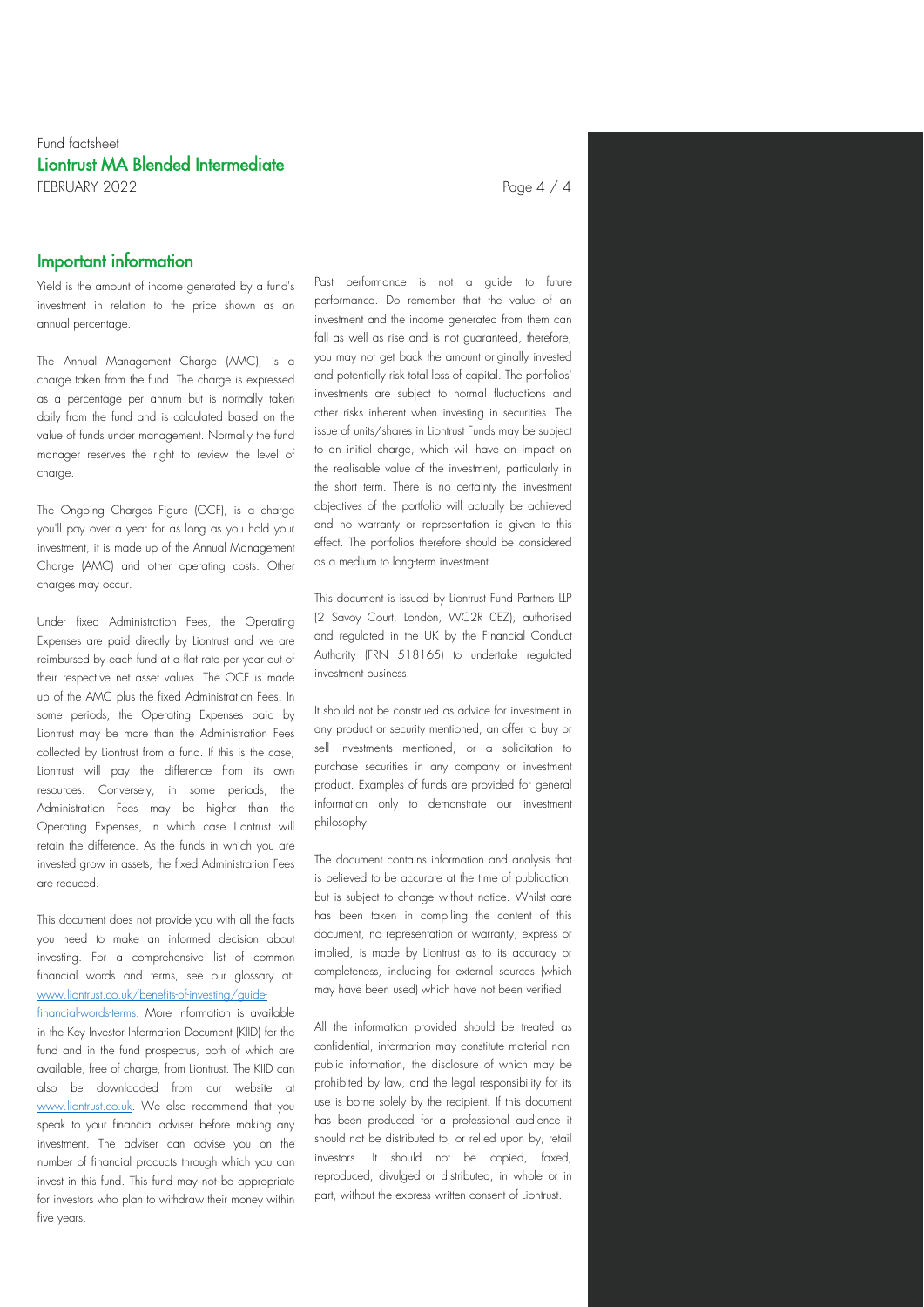## Important information

Yield is the amount of income generated by a fund's investment in relation to the price shown as an annual percentage.

The Annual Management Charge (AMC), is a charge taken from the fund. The charge is expressed as a percentage per annum but is normally taken daily from the fund and is calculated based on the value of funds under management. Normally the fund manager reserves the right to review the level of charge.

The Ongoing Charges Figure (OCF), is a charge you'll pay over a year for as long as you hold your investment, it is made up of the Annual Management Charge (AMC) and other operating costs. Other charges may occur.

Under fixed Administration Fees, the Operating Expenses are paid directly by Liontrust and we are reimbursed by each fund at a flat rate per year out of their respective net asset values. The OCF is made up of the AMC plus the fixed Administration Fees. In some periods, the Operating Expenses paid by Liontrust may be more than the Administration Fees collected by Liontrust from a fund. If this is the case, Liontrust will pay the difference from its own resources. Conversely, in some periods, the Administration Fees may be higher than the Operating Expenses, in which case Liontrust will retain the difference. As the funds in which you are invested grow in assets, the fixed Administration Fees are reduced.

This document does not provide you with all the facts you need to make an informed decision about investing. For a comprehensive list of common financial words and terms, see our glossary at: [www.liontrust.co.uk/benefits-of-investing/guide-financial-words-terms](www.liontrust.co.uk/benefits-of-investing/guide-financial-words-terms). More information is available in the Key Investor Information Document (KIID) for the fund and in the fund prospectus, both of which are available, free of charge, from Liontrust. The KIID can also be downloaded from our website at [www.liontrust.co.uk](www.liontrust.co.uk). We also recommend that you speak to your financial adviser before making any investment. The adviser can advise you on the number of financial products through which you can invest in this fund. This fund may not be appropriate for investors who plan to withdraw their money within five years.

Past performance is not a guide to future performance. Do remember that the value of an investment and the income generated from them can fall as well as rise and is not guaranteed, therefore, you may not get back the amount originally invested and potentially risk total loss of capital. The portfolios' investments are subject to normal fluctuations and other risks inherent when investing in securities. The issue of units/shares in Liontrust Funds may be subject to an initial charge, which will have an impact on the realisable value of the investment, particularly in the short term. There is no certainty the investment objectives of the portfolio will actually be achieved and no warranty or representation is given to this effect. The portfolios therefore should be considered as a medium to long-term investment.

This document is issued by Liontrust Fund Partners LLP (2 Savoy Court, London, WC2R 0EZ), authorised and regulated in the UK by the Financial Conduct Authority (FRN 518165) to undertake regulated investment business.

It should not be construed as advice for investment in any product or security mentioned, an offer to buy or sell investments mentioned, or a solicitation to purchase securities in any company or investment product. Examples of funds are provided for general information only to demonstrate our investment philosophy.

The document contains information and analysis that is believed to be accurate at the time of publication, but is subject to change without notice. Whilst care has been taken in compiling the content of this document, no representation or warranty, express or implied, is made by Liontrust as to its accuracy or completeness, including for external sources (which may have been used) which have not been verified.

All the information provided should be treated as confidential, information may constitute material non-public information, the disclosure of which may be prohibited by law, and the legal responsibility for its use is borne solely by the recipient. If this document has been produced for a professional audience it should not be distributed to, or relied upon by, retail investors. It should not be copied, faxed, reproduced, divulged or distributed, in whole or in part, without the express written consent of Liontrust.